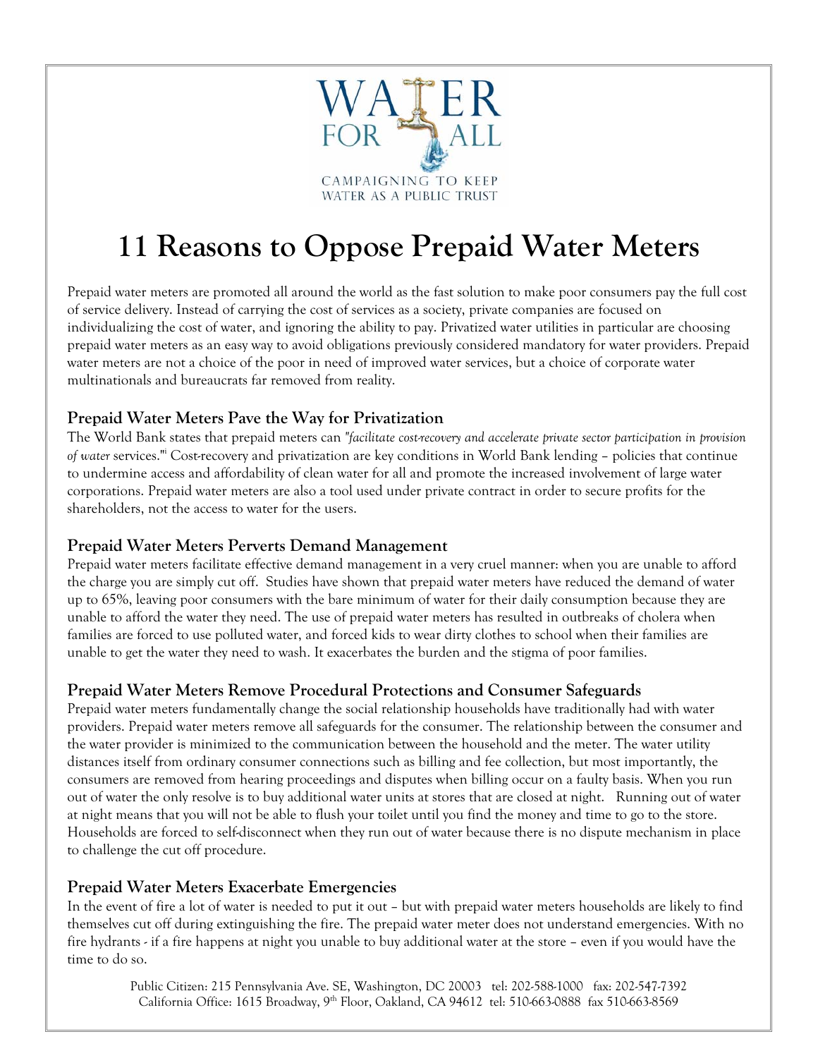WATER FOR ALL

CAMPAIGNING TO KEEP WATER AS A PUBLIC TRUST

# 11 Reasons to Oppose Prepaid Water Meters

Prepaid water meters are promoted all around the world as the fast solution to make poor consumers pay the full cost of service delivery. Instead of carrying the cost of services as a society, private companies are focused on individualizing the cost of water, and ignoring the ability to pay. Privatized water utilities in particular are choosing prepaid water meters as an easy way to avoid obligations previously considered mandatory for water providers. Prepaid water meters are not a choice of the poor in need of improved water services, but a choice of corporate water multinationals and bureaucrats far removed from reality.

## Prepaid Water Meters Pave the Way for Privatization

The World Bank states that prepaid meters can *"facilitate cost-recovery and accelerate private sector participation in provision of water* services."[i] Cost-recovery and privatization are key conditions in World Bank lending – policies that continue to undermine access and affordability of clean water for all and promote the increased involvement of large water corporations. Prepaid water meters are also a tool used under private contract in order to secure profits for the shareholders, not the access to water for the users.

## Prepaid Water Meters Perverts Demand Management

Prepaid water meters facilitate effective demand management in a very cruel manner: when you are unable to afford the charge you are simply cut off. Studies have shown that prepaid water meters have reduced the demand of water up to 65%, leaving poor consumers with the bare minimum of water for their daily consumption because they are unable to afford the water they need. The use of prepaid water meters has resulted in outbreaks of cholera when families are forced to use polluted water, and forced kids to wear dirty clothes to school when their families are unable to get the water they need to wash. It exacerbates the burden and the stigma of poor families.

## Prepaid Water Meters Remove Procedural Protections and Consumer Safeguards

Prepaid water meters fundamentally change the social relationship households have traditionally had with water providers. Prepaid water meters remove all safeguards for the consumer. The relationship between the consumer and the water provider is minimized to the communication between the household and the meter. The water utility distances itself from ordinary consumer connections such as billing and fee collection, but most importantly, the consumers are removed from hearing proceedings and disputes when billing occur on a faulty basis. When you run out of water the only resolve is to buy additional water units at stores that are closed at night. Running out of water at night means that you will not be able to flush your toilet until you find the money and time to go to the store. Households are forced to self-disconnect when they run out of water because there is no dispute mechanism in place to challenge the cut off procedure.

## Prepaid Water Meters Exacerbate Emergencies

In the event of fire a lot of water is needed to put it out – but with prepaid water meters households are likely to find themselves cut off during extinguishing the fire. The prepaid water meter does not understand emergencies. With no fire hydrants - if a fire happens at night you unable to buy additional water at the store – even if you would have the time to do so.

Public Citizen: 215 Pennsylvania Ave. SE, Washington, DC 20003 tel: 202-588-1000 fax: 202-547-7392
California Office: 1615 Broadway, 9th Floor, Oakland, CA 94612 tel: 510-663-0888 fax 510-663-8569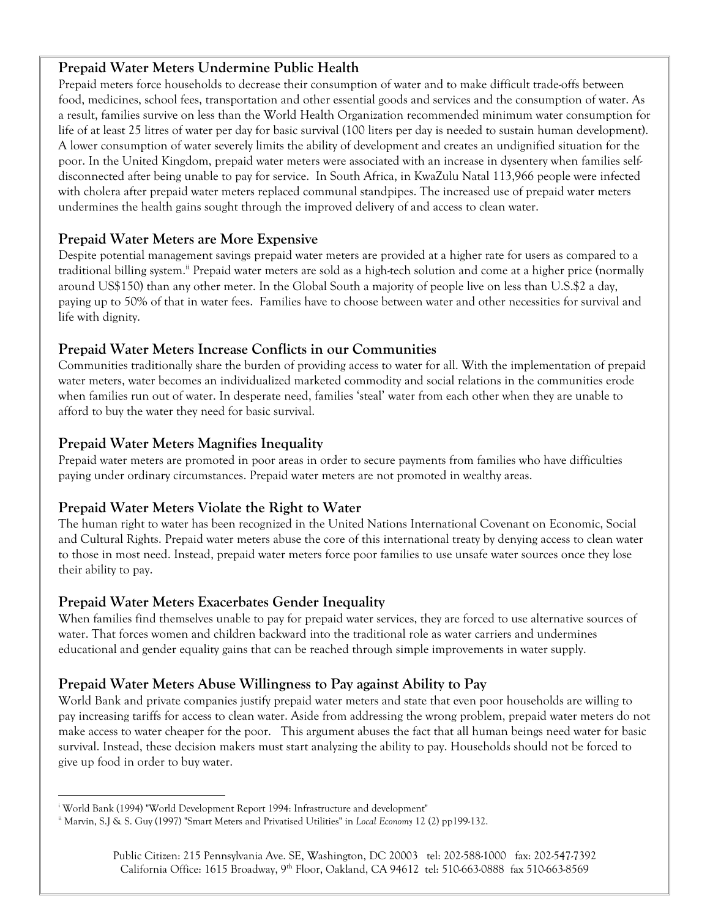### Prepaid Water Meters Undermine Public Health

Prepaid meters force households to decrease their consumption of water and to make difficult trade-offs between food, medicines, school fees, transportation and other essential goods and services and the consumption of water. As a result, families survive on less than the World Health Organization recommended minimum water consumption for life of at least 25 litres of water per day for basic survival (100 liters per day is needed to sustain human development). A lower consumption of water severely limits the ability of development and creates an undignified situation for the poor. In the United Kingdom, prepaid water meters were associated with an increase in dysentery when families self-disconnected after being unable to pay for service. In South Africa, in KwaZulu Natal 113,966 people were infected with cholera after prepaid water meters replaced communal standpipes. The increased use of prepaid water meters undermines the health gains sought through the improved delivery of and access to clean water.

### Prepaid Water Meters are More Expensive

Despite potential management savings prepaid water meters are provided at a higher rate for users as compared to a traditional billing system.[ii] Prepaid water meters are sold as a high-tech solution and come at a higher price (normally around US$150) than any other meter. In the Global South a majority of people live on less than U.S.$2 a day, paying up to 50% of that in water fees. Families have to choose between water and other necessities for survival and life with dignity.

### Prepaid Water Meters Increase Conflicts in our Communities

Communities traditionally share the burden of providing access to water for all. With the implementation of prepaid water meters, water becomes an individualized marketed commodity and social relations in the communities erode when families run out of water. In desperate need, families 'steal' water from each other when they are unable to afford to buy the water they need for basic survival.

### Prepaid Water Meters Magnifies Inequality

Prepaid water meters are promoted in poor areas in order to secure payments from families who have difficulties paying under ordinary circumstances. Prepaid water meters are not promoted in wealthy areas.

### Prepaid Water Meters Violate the Right to Water

The human right to water has been recognized in the United Nations International Covenant on Economic, Social and Cultural Rights. Prepaid water meters abuse the core of this international treaty by denying access to clean water to those in most need. Instead, prepaid water meters force poor families to use unsafe water sources once they lose their ability to pay.

### Prepaid Water Meters Exacerbates Gender Inequality

When families find themselves unable to pay for prepaid water services, they are forced to use alternative sources of water. That forces women and children backward into the traditional role as water carriers and undermines educational and gender equality gains that can be reached through simple improvements in water supply.

### Prepaid Water Meters Abuse Willingness to Pay against Ability to Pay

World Bank and private companies justify prepaid water meters and state that even poor households are willing to pay increasing tariffs for access to clean water. Aside from addressing the wrong problem, prepaid water meters do not make access to water cheaper for the poor. This argument abuses the fact that all human beings need water for basic survival. Instead, these decision makers must start analyzing the ability to pay. Households should not be forced to give up food in order to buy water.

---

[i] World Bank (1994) "World Development Report 1994: Infrastructure and development"

[ii] Marvin, S.J & S. Guy (1997) "Smart Meters and Privatised Utilities" in *Local Economy* 12 (2) pp199-132.

Public Citizen: 215 Pennsylvania Ave. SE, Washington, DC 20003 tel: 202-588-1000 fax: 202-547-7392
California Office: 1615 Broadway, 9th Floor, Oakland, CA 94612 tel: 510-663-0888 fax 510-663-8569